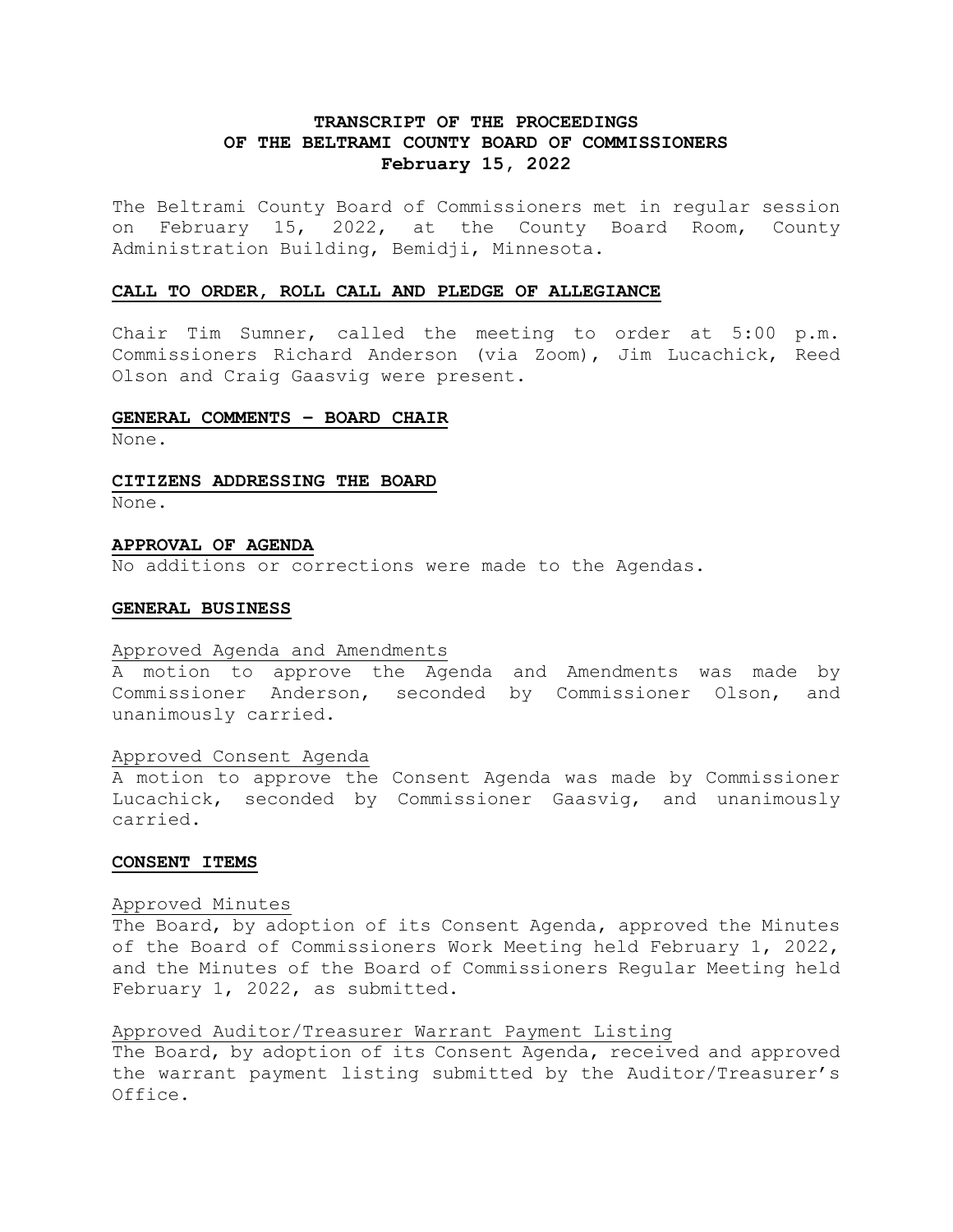# TRANSCRIPT OF THE PROCEEDINGS OF THE BELTRAMI COUNTY BOARD OF COMMISSIONERS February 15, 2022

The Beltrami County Board of Commissioners met in regular session on February 15, 2022, at the County Board Room, County Administration Building, Bemidji, Minnesota.

## CALL TO ORDER, ROLL CALL AND PLEDGE OF ALLEGIANCE

Chair Tim Sumner, called the meeting to order at 5:00 p.m. Commissioners Richard Anderson (via Zoom), Jim Lucachick, Reed Olson and Craig Gaasvig were present.

## GENERAL COMMENTS – BOARD CHAIR

None.

## CITIZENS ADDRESSING THE BOARD

None.

## APPROVAL OF AGENDA

No additions or corrections were made to the Agendas.

## GENERAL BUSINESS

### Approved Agenda and Amendments

A motion to approve the Agenda and Amendments was made by Commissioner Anderson, seconded by Commissioner Olson, and unanimously carried.

### Approved Consent Agenda

A motion to approve the Consent Agenda was made by Commissioner Lucachick, seconded by Commissioner Gaasvig, and unanimously carried.

## CONSENT ITEMS

### Approved Minutes

The Board, by adoption of its Consent Agenda, approved the Minutes of the Board of Commissioners Work Meeting held February 1, 2022, and the Minutes of the Board of Commissioners Regular Meeting held February 1, 2022, as submitted.

### Approved Auditor/Treasurer Warrant Payment Listing

The Board, by adoption of its Consent Agenda, received and approved the warrant payment listing submitted by the Auditor/Treasurer's Office.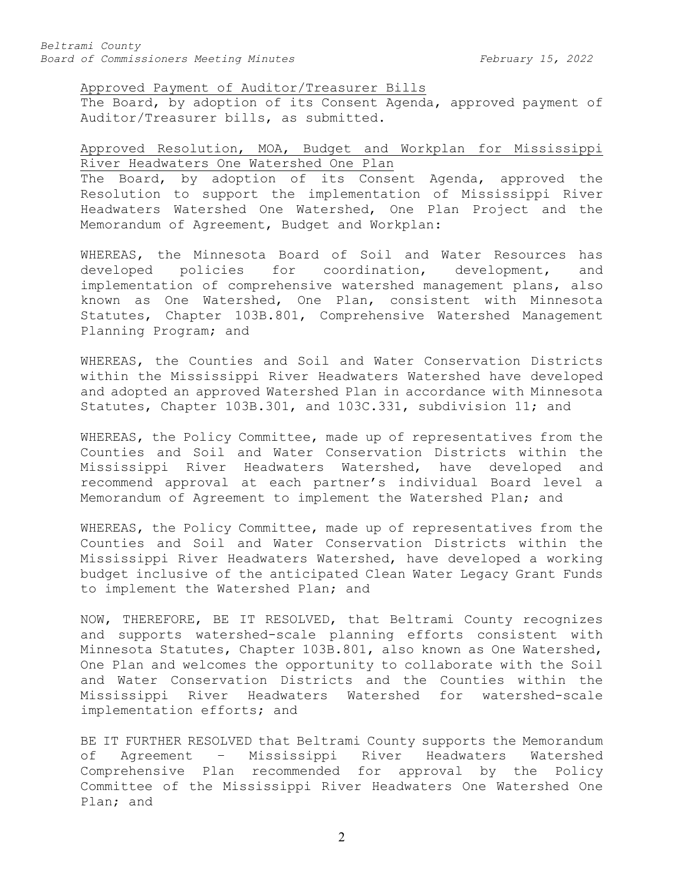Approved Payment of Auditor/Treasurer Bills

The Board, by adoption of its Consent Agenda, approved payment of Auditor/Treasurer bills, as submitted.

Approved Resolution, MOA, Budget and Workplan for Mississippi River Headwaters One Watershed One Plan

The Board, by adoption of its Consent Agenda, approved the Resolution to support the implementation of Mississippi River Headwaters Watershed One Watershed, One Plan Project and the Memorandum of Agreement, Budget and Workplan:

WHEREAS, the Minnesota Board of Soil and Water Resources has developed policies for coordination, development, and implementation of comprehensive watershed management plans, also known as One Watershed, One Plan, consistent with Minnesota Statutes, Chapter 103B.801, Comprehensive Watershed Management Planning Program; and

WHEREAS, the Counties and Soil and Water Conservation Districts within the Mississippi River Headwaters Watershed have developed and adopted an approved Watershed Plan in accordance with Minnesota Statutes, Chapter 103B.301, and 103C.331, subdivision 11; and

WHEREAS, the Policy Committee, made up of representatives from the Counties and Soil and Water Conservation Districts within the Mississippi River Headwaters Watershed, have developed and recommend approval at each partner's individual Board level a Memorandum of Agreement to implement the Watershed Plan; and

WHEREAS, the Policy Committee, made up of representatives from the Counties and Soil and Water Conservation Districts within the Mississippi River Headwaters Watershed, have developed a working budget inclusive of the anticipated Clean Water Legacy Grant Funds to implement the Watershed Plan; and

NOW, THEREFORE, BE IT RESOLVED, that Beltrami County recognizes and supports watershed-scale planning efforts consistent with Minnesota Statutes, Chapter 103B.801, also known as One Watershed, One Plan and welcomes the opportunity to collaborate with the Soil and Water Conservation Districts and the Counties within the Mississippi River Headwaters Watershed for watershed-scale implementation efforts; and

BE IT FURTHER RESOLVED that Beltrami County supports the Memorandum of Agreement – Mississippi River Headwaters Watershed Comprehensive Plan recommended for approval by the Policy Committee of the Mississippi River Headwaters One Watershed One Plan; and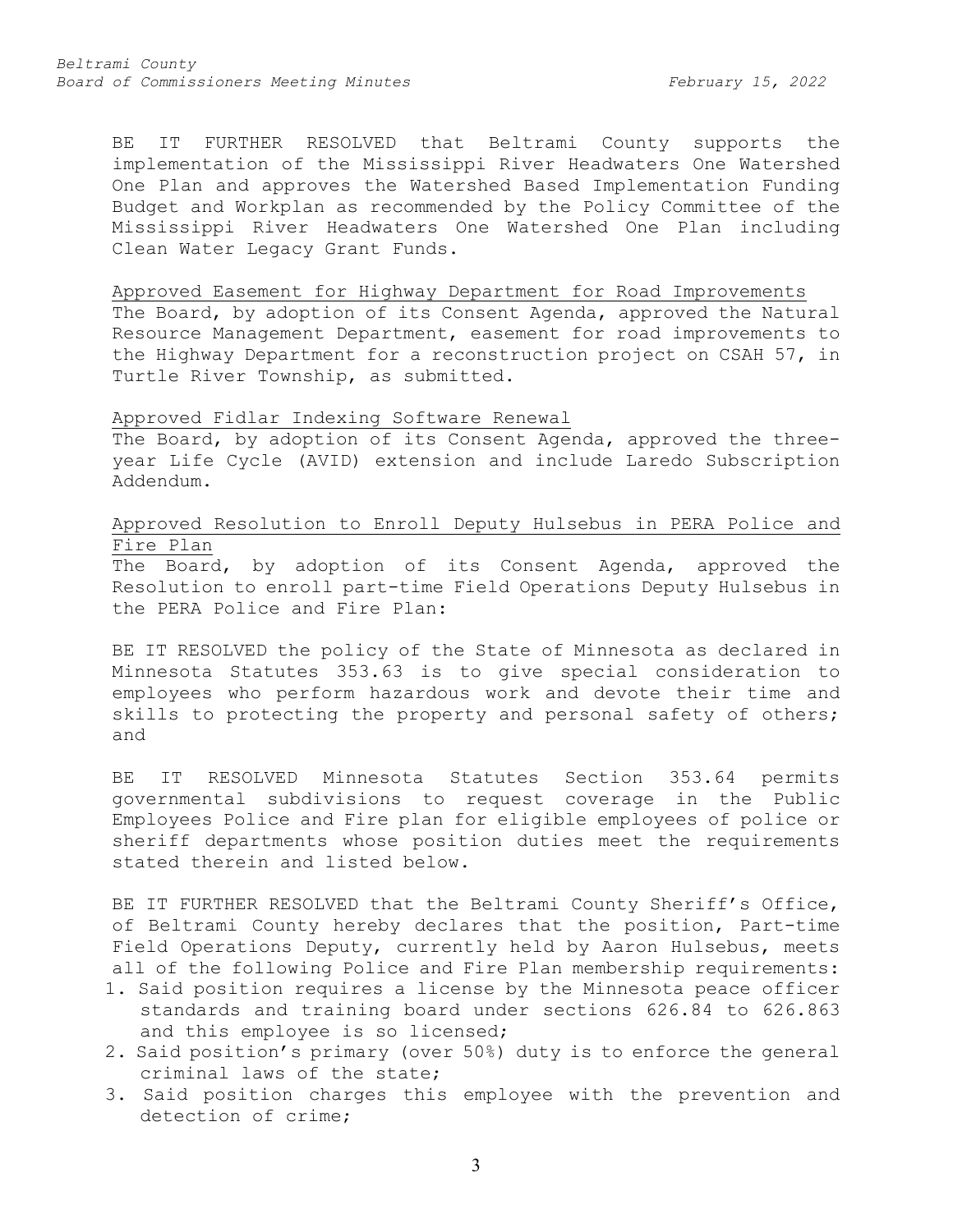BE IT FURTHER RESOLVED that Beltrami County supports the implementation of the Mississippi River Headwaters One Watershed One Plan and approves the Watershed Based Implementation Funding Budget and Workplan as recommended by the Policy Committee of the Mississippi River Headwaters One Watershed One Plan including Clean Water Legacy Grant Funds.

<u>Approved Easement for Highway Department for Road Improvements</u>
The Board, by adoption of its Consent Agenda, approved the Natural Resource Management Department, easement for road improvements to the Highway Department for a reconstruction project on CSAH 57, in Turtle River Township, as submitted.

<u>Approved Fidlar Indexing Software Renewal</u>
The Board, by adoption of its Consent Agenda, approved the three-year Life Cycle (AVID) extension and include Laredo Subscription Addendum.

<u>Approved Resolution to Enroll Deputy Hulsebus in PERA Police and Fire Plan</u>
The Board, by adoption of its Consent Agenda, approved the Resolution to enroll part-time Field Operations Deputy Hulsebus in the PERA Police and Fire Plan:

BE IT RESOLVED the policy of the State of Minnesota as declared in Minnesota Statutes 353.63 is to give special consideration to employees who perform hazardous work and devote their time and skills to protecting the property and personal safety of others; and

BE IT RESOLVED Minnesota Statutes Section 353.64 permits governmental subdivisions to request coverage in the Public Employees Police and Fire plan for eligible employees of police or sheriff departments whose position duties meet the requirements stated therein and listed below.

BE IT FURTHER RESOLVED that the Beltrami County Sheriff's Office, of Beltrami County hereby declares that the position, Part-time Field Operations Deputy, currently held by Aaron Hulsebus, meets all of the following Police and Fire Plan membership requirements:

1. Said position requires a license by the Minnesota peace officer standards and training board under sections 626.84 to 626.863 and this employee is so licensed;
2. Said position's primary (over 50%) duty is to enforce the general criminal laws of the state;
3. Said position charges this employee with the prevention and detection of crime;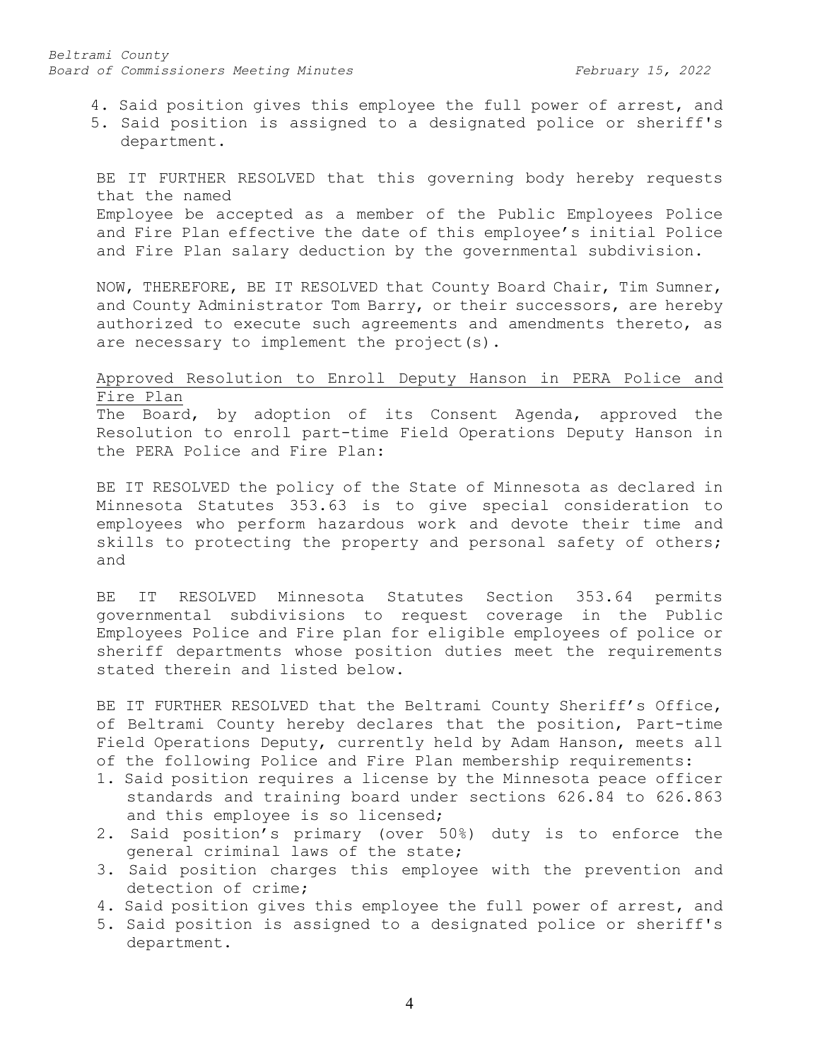4. Said position gives this employee the full power of arrest, and
5. Said position is assigned to a designated police or sheriff's department.

BE IT FURTHER RESOLVED that this governing body hereby requests that the named Employee be accepted as a member of the Public Employees Police and Fire Plan effective the date of this employee's initial Police and Fire Plan salary deduction by the governmental subdivision.

NOW, THEREFORE, BE IT RESOLVED that County Board Chair, Tim Sumner, and County Administrator Tom Barry, or their successors, are hereby authorized to execute such agreements and amendments thereto, as are necessary to implement the project(s).

<u>Approved Resolution to Enroll Deputy Hanson in PERA Police and Fire Plan</u>

The Board, by adoption of its Consent Agenda, approved the Resolution to enroll part-time Field Operations Deputy Hanson in the PERA Police and Fire Plan:

BE IT RESOLVED the policy of the State of Minnesota as declared in Minnesota Statutes 353.63 is to give special consideration to employees who perform hazardous work and devote their time and skills to protecting the property and personal safety of others; and

BE IT RESOLVED Minnesota Statutes Section 353.64 permits governmental subdivisions to request coverage in the Public Employees Police and Fire plan for eligible employees of police or sheriff departments whose position duties meet the requirements stated therein and listed below.

BE IT FURTHER RESOLVED that the Beltrami County Sheriff's Office, of Beltrami County hereby declares that the position, Part-time Field Operations Deputy, currently held by Adam Hanson, meets all of the following Police and Fire Plan membership requirements:

1. Said position requires a license by the Minnesota peace officer standards and training board under sections 626.84 to 626.863 and this employee is so licensed;
2. Said position's primary (over 50%) duty is to enforce the general criminal laws of the state;
3. Said position charges this employee with the prevention and detection of crime;
4. Said position gives this employee the full power of arrest, and
5. Said position is assigned to a designated police or sheriff's department.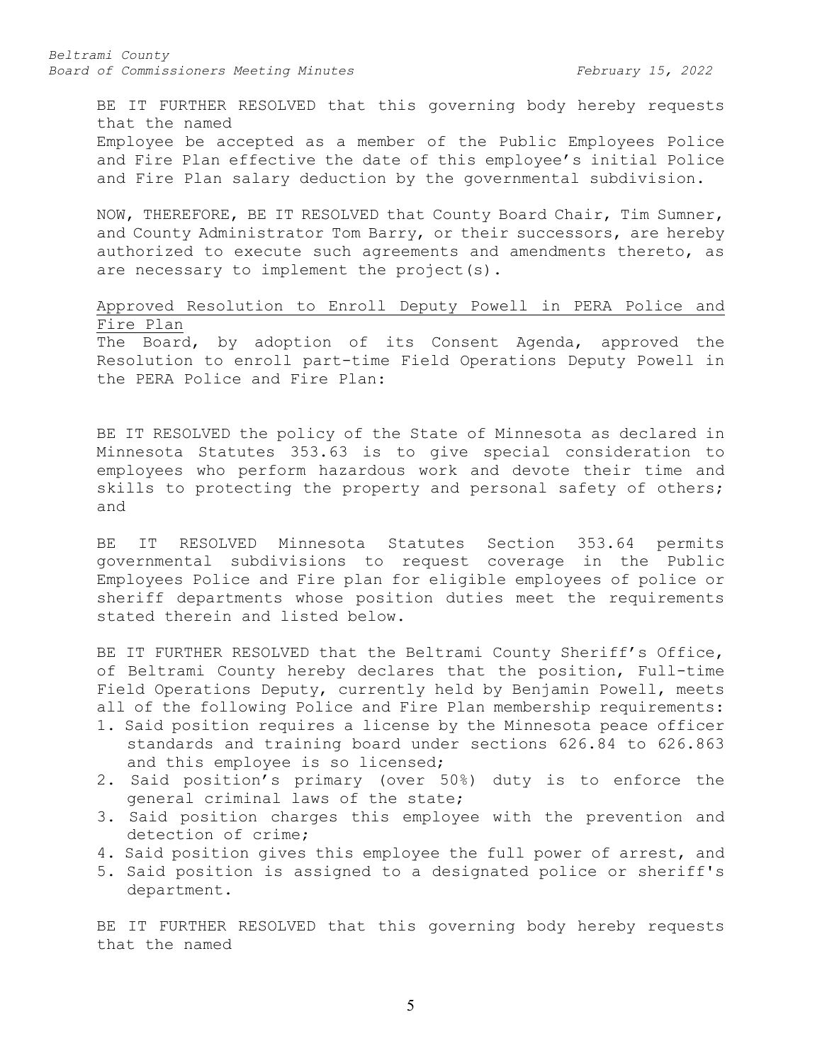BE IT FURTHER RESOLVED that this governing body hereby requests that the named
Employee be accepted as a member of the Public Employees Police and Fire Plan effective the date of this employee's initial Police and Fire Plan salary deduction by the governmental subdivision.

NOW, THEREFORE, BE IT RESOLVED that County Board Chair, Tim Sumner, and County Administrator Tom Barry, or their successors, are hereby authorized to execute such agreements and amendments thereto, as are necessary to implement the project(s).

<u>Approved Resolution to Enroll Deputy Powell in PERA Police and Fire Plan</u>
The Board, by adoption of its Consent Agenda, approved the Resolution to enroll part-time Field Operations Deputy Powell in the PERA Police and Fire Plan:

BE IT RESOLVED the policy of the State of Minnesota as declared in Minnesota Statutes 353.63 is to give special consideration to employees who perform hazardous work and devote their time and skills to protecting the property and personal safety of others; and

BE IT RESOLVED Minnesota Statutes Section 353.64 permits governmental subdivisions to request coverage in the Public Employees Police and Fire plan for eligible employees of police or sheriff departments whose position duties meet the requirements stated therein and listed below.

BE IT FURTHER RESOLVED that the Beltrami County Sheriff's Office, of Beltrami County hereby declares that the position, Full-time Field Operations Deputy, currently held by Benjamin Powell, meets all of the following Police and Fire Plan membership requirements:

1. Said position requires a license by the Minnesota peace officer standards and training board under sections 626.84 to 626.863 and this employee is so licensed;
2. Said position's primary (over 50%) duty is to enforce the general criminal laws of the state;
3. Said position charges this employee with the prevention and detection of crime;
4. Said position gives this employee the full power of arrest, and
5. Said position is assigned to a designated police or sheriff's department.

BE IT FURTHER RESOLVED that this governing body hereby requests that the named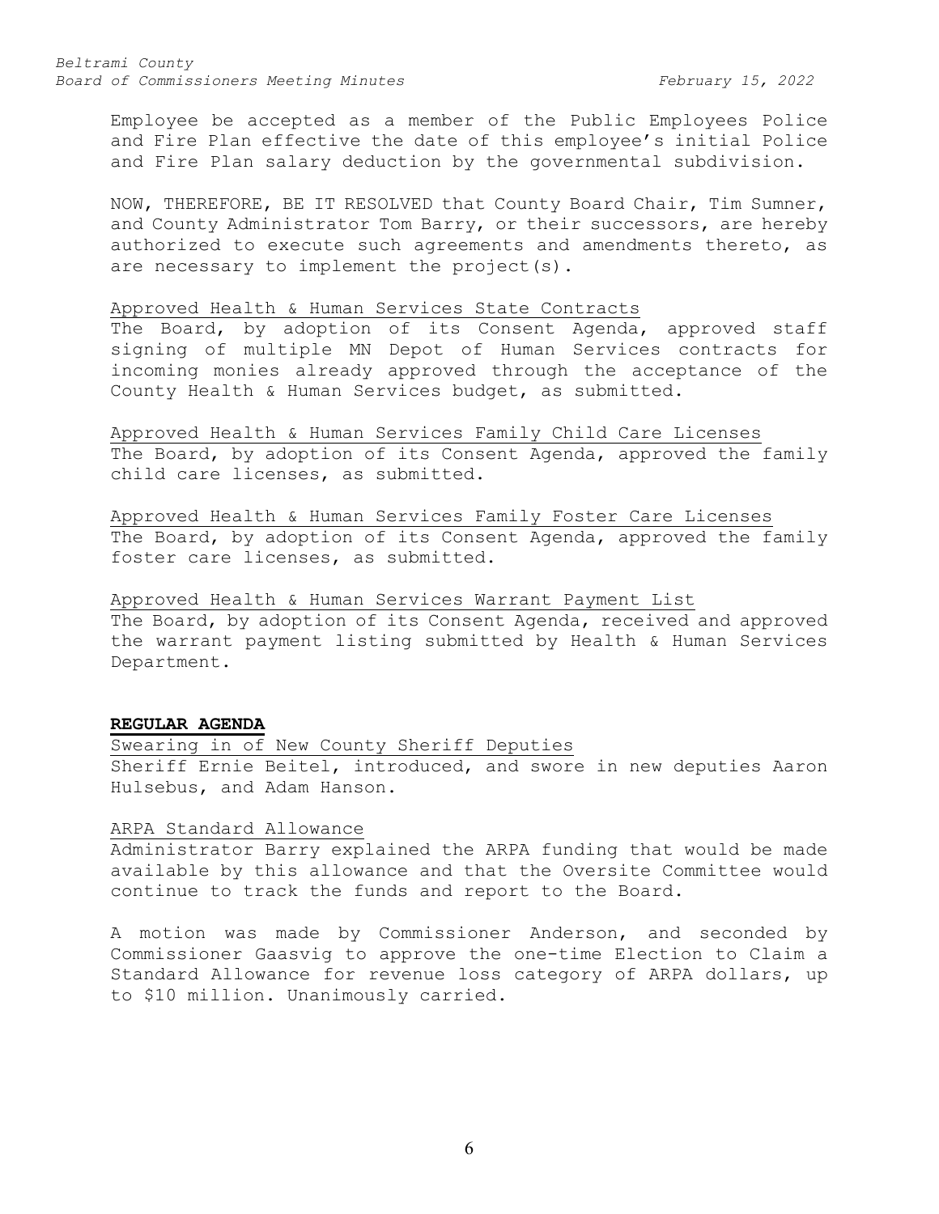Employee be accepted as a member of the Public Employees Police and Fire Plan effective the date of this employee's initial Police and Fire Plan salary deduction by the governmental subdivision.

NOW, THEREFORE, BE IT RESOLVED that County Board Chair, Tim Sumner, and County Administrator Tom Barry, or their successors, are hereby authorized to execute such agreements and amendments thereto, as are necessary to implement the project(s).

Approved Health & Human Services State Contracts
The Board, by adoption of its Consent Agenda, approved staff signing of multiple MN Depot of Human Services contracts for incoming monies already approved through the acceptance of the County Health & Human Services budget, as submitted.

Approved Health & Human Services Family Child Care Licenses
The Board, by adoption of its Consent Agenda, approved the family child care licenses, as submitted.

Approved Health & Human Services Family Foster Care Licenses
The Board, by adoption of its Consent Agenda, approved the family foster care licenses, as submitted.

Approved Health & Human Services Warrant Payment List
The Board, by adoption of its Consent Agenda, received and approved the warrant payment listing submitted by Health & Human Services Department.

**REGULAR AGENDA**

Swearing in of New County Sheriff Deputies
Sheriff Ernie Beitel, introduced, and swore in new deputies Aaron Hulsebus, and Adam Hanson.

ARPA Standard Allowance
Administrator Barry explained the ARPA funding that would be made available by this allowance and that the Oversite Committee would continue to track the funds and report to the Board.

A motion was made by Commissioner Anderson, and seconded by Commissioner Gaasvig to approve the one-time Election to Claim a Standard Allowance for revenue loss category of ARPA dollars, up to $10 million. Unanimously carried.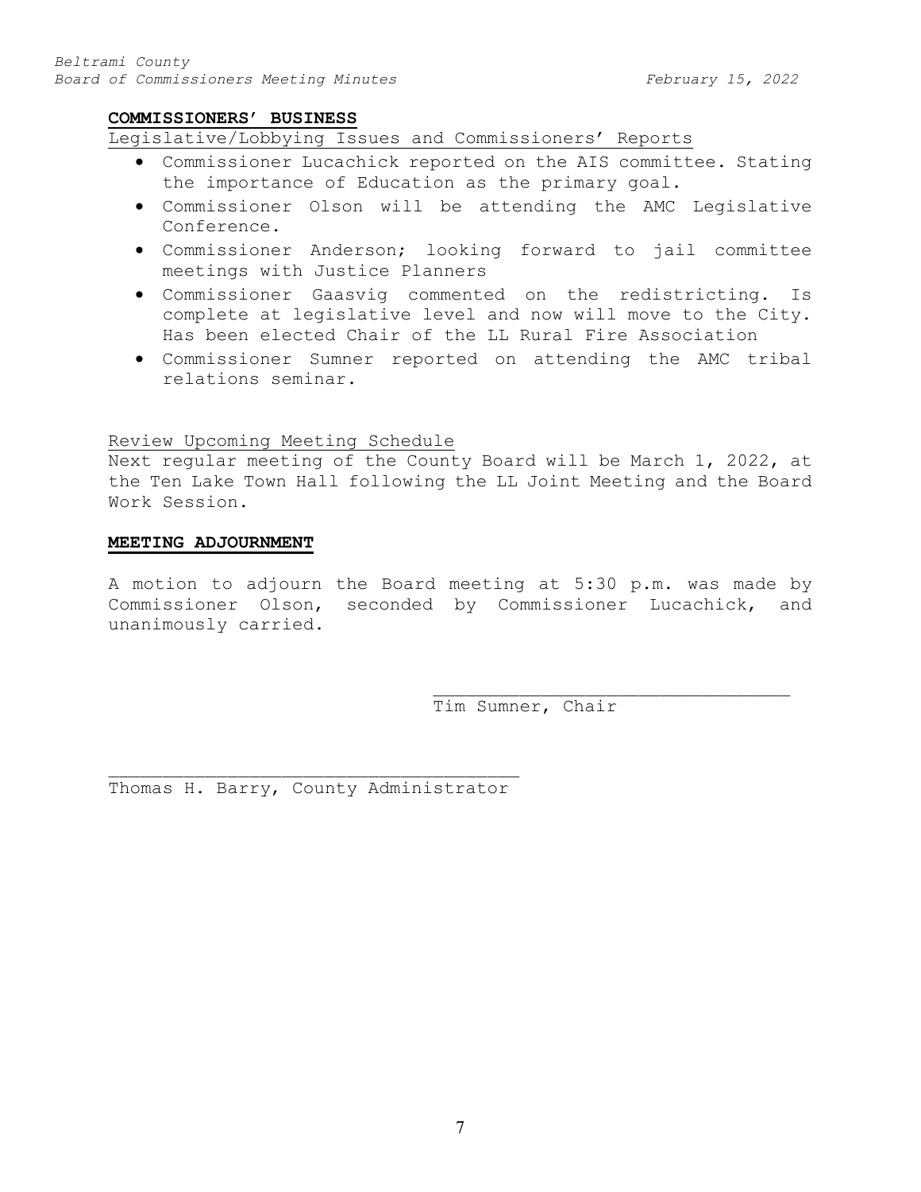## COMMISSIONERS' BUSINESS

Legislative/Lobbying Issues and Commissioners' Reports

- Commissioner Lucachick reported on the AIS committee. Stating the importance of Education as the primary goal.
- Commissioner Olson will be attending the AMC Legislative Conference.
- Commissioner Anderson; looking forward to jail committee meetings with Justice Planners
- Commissioner Gaasvig commented on the redistricting. Is complete at legislative level and now will move to the City. Has been elected Chair of the LL Rural Fire Association
- Commissioner Sumner reported on attending the AMC tribal relations seminar.

Review Upcoming Meeting Schedule

Next regular meeting of the County Board will be March 1, 2022, at the Ten Lake Town Hall following the LL Joint Meeting and the Board Work Session.

## MEETING ADJOURNMENT

A motion to adjourn the Board meeting at 5:30 p.m. was made by Commissioner Olson, seconded by Commissioner Lucachick, and unanimously carried.

\_\_\_\_\_\_\_\_\_\_\_\_\_\_\_\_\_\_\_\_\_\_\_\_\_\_\_\_\_\_\_\_\_\_\_
Tim Sumner, Chair

\_\_\_\_\_\_\_\_\_\_\_\_\_\_\_\_\_\_\_\_\_\_\_\_\_\_\_\_\_\_\_\_\_\_\_\_\_\_\_\_
Thomas H. Barry, County Administrator